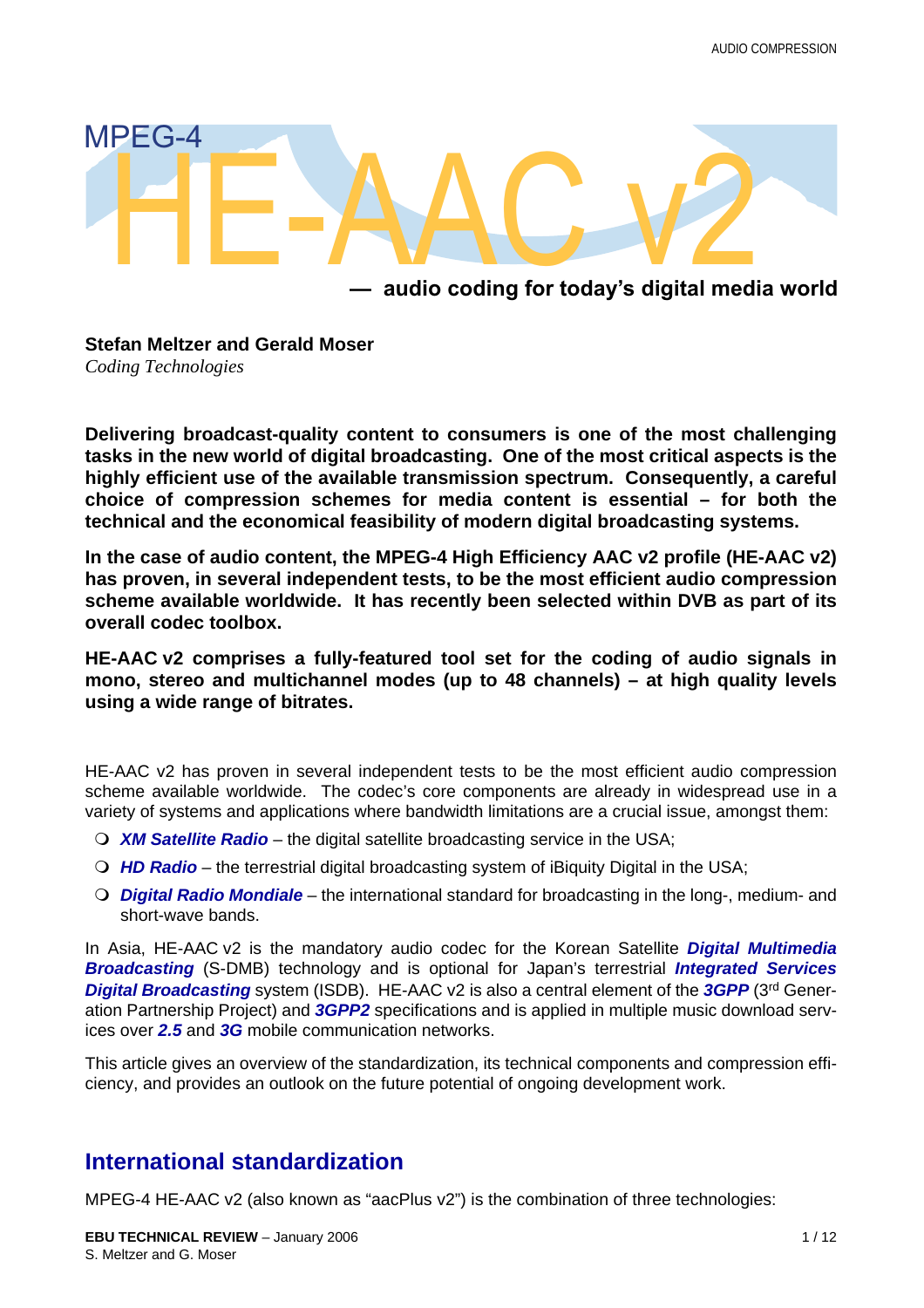# MPEG-4 HE-AAC v2

## — audio coding for today's digital media world

**Stefan Meltzer and Gerald Moser**
*Coding Technologies*

**Delivering broadcast-quality content to consumers is one of the most challenging tasks in the new world of digital broadcasting. One of the most critical aspects is the highly efficient use of the available transmission spectrum. Consequently, a careful choice of compression schemes for media content is essential – for both the technical and the economical feasibility of modern digital broadcasting systems.**

**In the case of audio content, the MPEG-4 High Efficiency AAC v2 profile (HE-AAC v2) has proven, in several independent tests, to be the most efficient audio compression scheme available worldwide. It has recently been selected within DVB as part of its overall codec toolbox.**

**HE-AAC v2 comprises a fully-featured tool set for the coding of audio signals in mono, stereo and multichannel modes (up to 48 channels) – at high quality levels using a wide range of bitrates.**

HE-AAC v2 has proven in several independent tests to be the most efficient audio compression scheme available worldwide. The codec's core components are already in widespread use in a variety of systems and applications where bandwidth limitations are a crucial issue, amongst them:

- ***XM Satellite Radio*** – the digital satellite broadcasting service in the USA;
- ***HD Radio*** – the terrestrial digital broadcasting system of iBiquity Digital in the USA;
- ***Digital Radio Mondiale*** – the international standard for broadcasting in the long-, medium- and short-wave bands.

In Asia, HE-AAC v2 is the mandatory audio codec for the Korean Satellite ***Digital Multimedia Broadcasting*** (S-DMB) technology and is optional for Japan's terrestrial ***Integrated Services Digital Broadcasting*** system (ISDB). HE-AAC v2 is also a central element of the ***3GPP*** (3rd Generation Partnership Project) and ***3GPP2*** specifications and is applied in multiple music download services over ***2.5*** and ***3G*** mobile communication networks.

This article gives an overview of the standardization, its technical components and compression efficiency, and provides an outlook on the future potential of ongoing development work.

## International standardization

MPEG-4 HE-AAC v2 (also known as "aacPlus v2") is the combination of three technologies: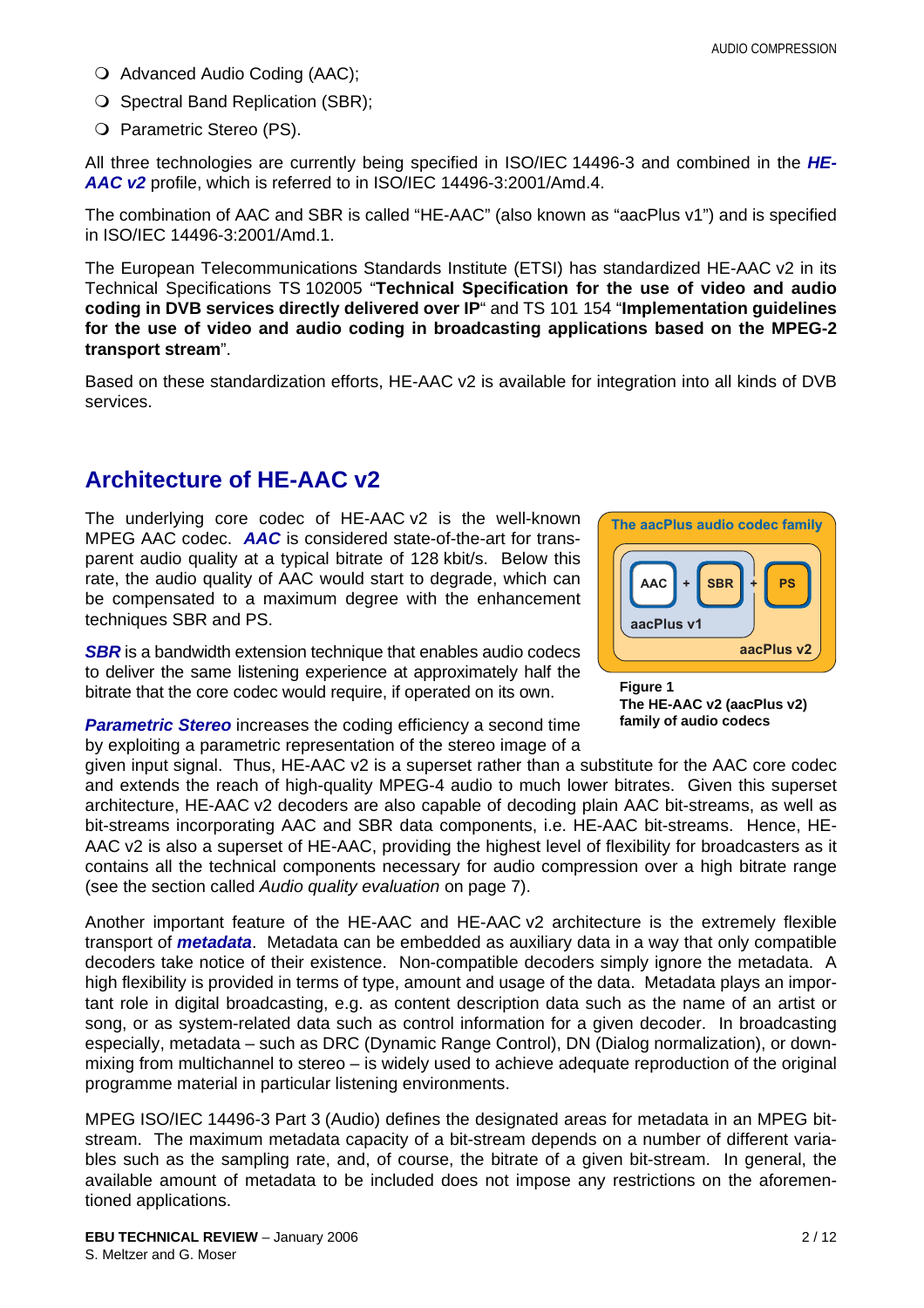- Advanced Audio Coding (AAC);
- Spectral Band Replication (SBR);
- Parametric Stereo (PS).

All three technologies are currently being specified in ISO/IEC 14496-3 and combined in the ***HE-AAC v2*** profile, which is referred to in ISO/IEC 14496-3:2001/Amd.4.

The combination of AAC and SBR is called "HE-AAC" (also known as "aacPlus v1") and is specified in ISO/IEC 14496-3:2001/Amd.1.

The European Telecommunications Standards Institute (ETSI) has standardized HE-AAC v2 in its Technical Specifications TS 102005 "**Technical Specification for the use of video and audio coding in DVB services directly delivered over IP**" and TS 101 154 "**Implementation guidelines for the use of video and audio coding in broadcasting applications based on the MPEG-2 transport stream**".

Based on these standardization efforts, HE-AAC v2 is available for integration into all kinds of DVB services.

## Architecture of HE-AAC v2

The underlying core codec of HE-AAC v2 is the well-known MPEG AAC codec. ***AAC*** is considered state-of-the-art for transparent audio quality at a typical bitrate of 128 kbit/s. Below this rate, the audio quality of AAC would start to degrade, which can be compensated to a maximum degree with the enhancement techniques SBR and PS.

***SBR*** is a bandwidth extension technique that enables audio codecs to deliver the same listening experience at approximately half the bitrate that the core codec would require, if operated on its own.

***Parametric Stereo*** increases the coding efficiency a second time by exploiting a parametric representation of the stereo image of a given input signal. Thus, HE-AAC v2 is a superset rather than a substitute for the AAC core codec and extends the reach of high-quality MPEG-4 audio to much lower bitrates. Given this superset architecture, HE-AAC v2 decoders are also capable of decoding plain AAC bit-streams, as well as bit-streams incorporating AAC and SBR data components, i.e. HE-AAC bit-streams. Hence, HE-AAC v2 is also a superset of HE-AAC, providing the highest level of flexibility for broadcasters as it contains all the technical components necessary for audio compression over a high bitrate range (see the section called *Audio quality evaluation* on page 7).

The aacPlus audio codec family

AAC + SBR + PS

aacPlus v1

aacPlus v2

**Figure 1**
**The HE-AAC v2 (aacPlus v2) family of audio codecs**

Another important feature of the HE-AAC and HE-AAC v2 architecture is the extremely flexible transport of ***metadata***. Metadata can be embedded as auxiliary data in a way that only compatible decoders take notice of their existence. Non-compatible decoders simply ignore the metadata. A high flexibility is provided in terms of type, amount and usage of the data. Metadata plays an important role in digital broadcasting, e.g. as content description data such as the name of an artist or song, or as system-related data such as control information for a given decoder. In broadcasting especially, metadata – such as DRC (Dynamic Range Control), DN (Dialog normalization), or downmixing from multichannel to stereo – is widely used to achieve adequate reproduction of the original programme material in particular listening environments.

MPEG ISO/IEC 14496-3 Part 3 (Audio) defines the designated areas for metadata in an MPEG bitstream. The maximum metadata capacity of a bit-stream depends on a number of different variables such as the sampling rate, and, of course, the bitrate of a given bit-stream. In general, the available amount of metadata to be included does not impose any restrictions on the aforementioned applications.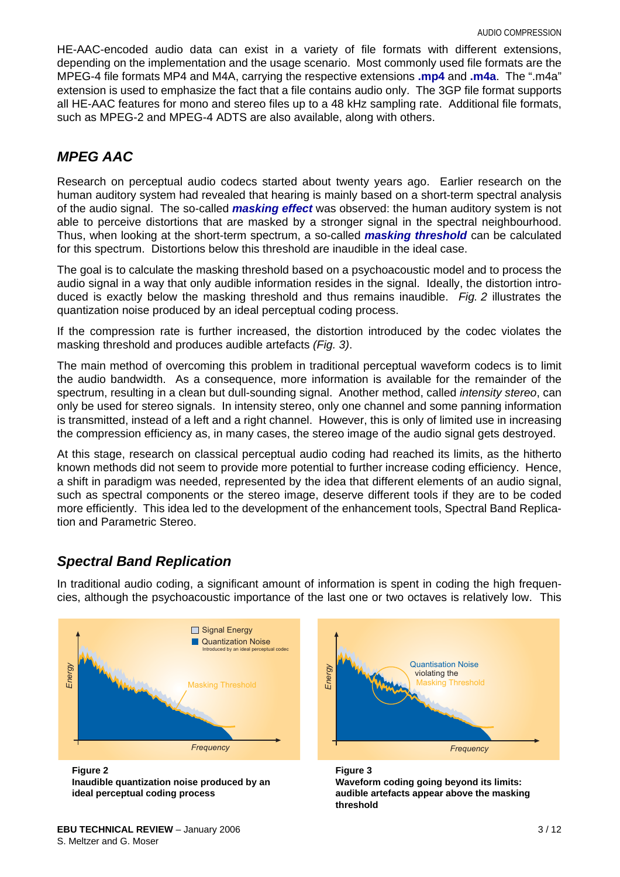HE-AAC-encoded audio data can exist in a variety of file formats with different extensions, depending on the implementation and the usage scenario. Most commonly used file formats are the MPEG-4 file formats MP4 and M4A, carrying the respective extensions **.mp4** and **.m4a**. The ".m4a" extension is used to emphasize the fact that a file contains audio only. The 3GP file format supports all HE-AAC features for mono and stereo files up to a 48 kHz sampling rate. Additional file formats, such as MPEG-2 and MPEG-4 ADTS are also available, along with others.

## MPEG AAC

Research on perceptual audio codecs started about twenty years ago. Earlier research on the human auditory system had revealed that hearing is mainly based on a short-term spectral analysis of the audio signal. The so-called ***masking effect*** was observed: the human auditory system is not able to perceive distortions that are masked by a stronger signal in the spectral neighbourhood. Thus, when looking at the short-term spectrum, a so-called ***masking threshold*** can be calculated for this spectrum. Distortions below this threshold are inaudible in the ideal case.

The goal is to calculate the masking threshold based on a psychoacoustic model and to process the audio signal in a way that only audible information resides in the signal. Ideally, the distortion introduced is exactly below the masking threshold and thus remains inaudible. *Fig. 2* illustrates the quantization noise produced by an ideal perceptual coding process.

If the compression rate is further increased, the distortion introduced by the codec violates the masking threshold and produces audible artefacts *(Fig. 3)*.

The main method of overcoming this problem in traditional perceptual waveform codecs is to limit the audio bandwidth. As a consequence, more information is available for the remainder of the spectrum, resulting in a clean but dull-sounding signal. Another method, called *intensity stereo*, can only be used for stereo signals. In intensity stereo, only one channel and some panning information is transmitted, instead of a left and a right channel. However, this is only of limited use in increasing the compression efficiency as, in many cases, the stereo image of the audio signal gets destroyed.

At this stage, research on classical perceptual audio coding had reached its limits, as the hitherto known methods did not seem to provide more potential to further increase coding efficiency. Hence, a shift in paradigm was needed, represented by the idea that different elements of an audio signal, such as spectral components or the stereo image, deserve different tools if they are to be coded more efficiently. This idea led to the development of the enhancement tools, Spectral Band Replication and Parametric Stereo.

## Spectral Band Replication

In traditional audio coding, a significant amount of information is spent in coding the high frequencies, although the psychoacoustic importance of the last one or two octaves is relatively low. This

**Figure 2**
**Inaudible quantization noise produced by an ideal perceptual coding process**

**Figure 3**
**Waveform coding going beyond its limits: audible artefacts appear above the masking threshold**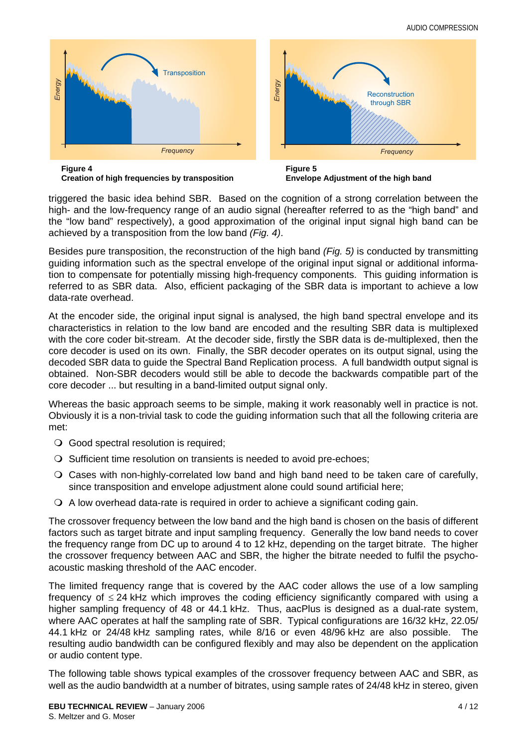**Figure 4**
**Creation of high frequencies by transposition**

**Figure 5**
**Envelope Adjustment of the high band**

triggered the basic idea behind SBR. Based on the cognition of a strong correlation between the high- and the low-frequency range of an audio signal (hereafter referred to as the “high band” and the “low band” respectively), a good approximation of the original input signal high band can be achieved by a transposition from the low band *(Fig. 4)*.

Besides pure transposition, the reconstruction of the high band *(Fig. 5)* is conducted by transmitting guiding information such as the spectral envelope of the original input signal or additional information to compensate for potentially missing high-frequency components. This guiding information is referred to as SBR data. Also, efficient packaging of the SBR data is important to achieve a low data-rate overhead.

At the encoder side, the original input signal is analysed, the high band spectral envelope and its characteristics in relation to the low band are encoded and the resulting SBR data is multiplexed with the core coder bit-stream. At the decoder side, firstly the SBR data is de-multiplexed, then the core decoder is used on its own. Finally, the SBR decoder operates on its output signal, using the decoded SBR data to guide the Spectral Band Replication process. A full bandwidth output signal is obtained. Non-SBR decoders would still be able to decode the backwards compatible part of the core decoder ... but resulting in a band-limited output signal only.

Whereas the basic approach seems to be simple, making it work reasonably well in practice is not. Obviously it is a non-trivial task to code the guiding information such that all the following criteria are met:

- Good spectral resolution is required;
- Sufficient time resolution on transients is needed to avoid pre-echoes;
- Cases with non-highly-correlated low band and high band need to be taken care of carefully, since transposition and envelope adjustment alone could sound artificial here;
- A low overhead data-rate is required in order to achieve a significant coding gain.

The crossover frequency between the low band and the high band is chosen on the basis of different factors such as target bitrate and input sampling frequency. Generally the low band needs to cover the frequency range from DC up to around 4 to 12 kHz, depending on the target bitrate. The higher the crossover frequency between AAC and SBR, the higher the bitrate needed to fulfil the psycho-acoustic masking threshold of the AAC encoder.

The limited frequency range that is covered by the AAC coder allows the use of a low sampling frequency of ≤ 24 kHz which improves the coding efficiency significantly compared with using a higher sampling frequency of 48 or 44.1 kHz. Thus, aacPlus is designed as a dual-rate system, where AAC operates at half the sampling rate of SBR. Typical configurations are 16/32 kHz, 22.05/44.1 kHz or 24/48 kHz sampling rates, while 8/16 or even 48/96 kHz are also possible. The resulting audio bandwidth can be configured flexibly and may also be dependent on the application or audio content type.

The following table shows typical examples of the crossover frequency between AAC and SBR, as well as the audio bandwidth at a number of bitrates, using sample rates of 24/48 kHz in stereo, given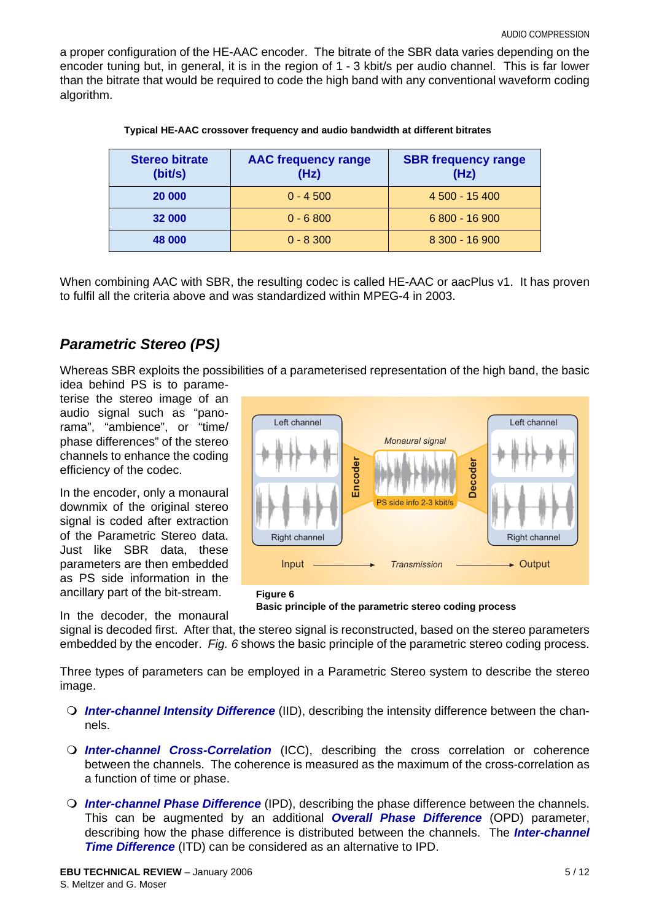a proper configuration of the HE-AAC encoder. The bitrate of the SBR data varies depending on the encoder tuning but, in general, it is in the region of 1 - 3 kbit/s per audio channel. This is far lower than the bitrate that would be required to code the high band with any conventional waveform coding algorithm.

**Typical HE-AAC crossover frequency and audio bandwidth at different bitrates**

| Stereo bitrate (bit/s) | AAC frequency range (Hz) | SBR frequency range (Hz) |
|---|---|---|
| **20 000** | 0 - 4 500 | 4 500 - 15 400 |
| **32 000** | 0 - 6 800 | 6 800 - 16 900 |
| **48 000** | 0 - 8 300 | 8 300 - 16 900 |

When combining AAC with SBR, the resulting codec is called HE-AAC or aacPlus v1. It has proven to fulfil all the criteria above and was standardized within MPEG-4 in 2003.

## *Parametric Stereo (PS)*

Whereas SBR exploits the possibilities of a parameterised representation of the high band, the basic idea behind PS is to parameterise the stereo image of an audio signal such as "panorama", "ambience", or "time/phase differences" of the stereo channels to enhance the coding efficiency of the codec.

In the encoder, only a monaural downmix of the original stereo signal is coded after extraction of the Parametric Stereo data. Just like SBR data, these parameters are then embedded as PS side information in the ancillary part of the bit-stream.

**Figure 6**
**Basic principle of the parametric stereo coding process**

In the decoder, the monaural signal is decoded first. After that, the stereo signal is reconstructed, based on the stereo parameters embedded by the encoder. *Fig. 6* shows the basic principle of the parametric stereo coding process.

Three types of parameters can be employed in a Parametric Stereo system to describe the stereo image.

- ***Inter-channel Intensity Difference*** (IID), describing the intensity difference between the channels.
- ***Inter-channel Cross-Correlation*** (ICC), describing the cross correlation or coherence between the channels. The coherence is measured as the maximum of the cross-correlation as a function of time or phase.
- ***Inter-channel Phase Difference*** (IPD), describing the phase difference between the channels. This can be augmented by an additional ***Overall Phase Difference*** (OPD) parameter, describing how the phase difference is distributed between the channels. The ***Inter-channel Time Difference*** (ITD) can be considered as an alternative to IPD.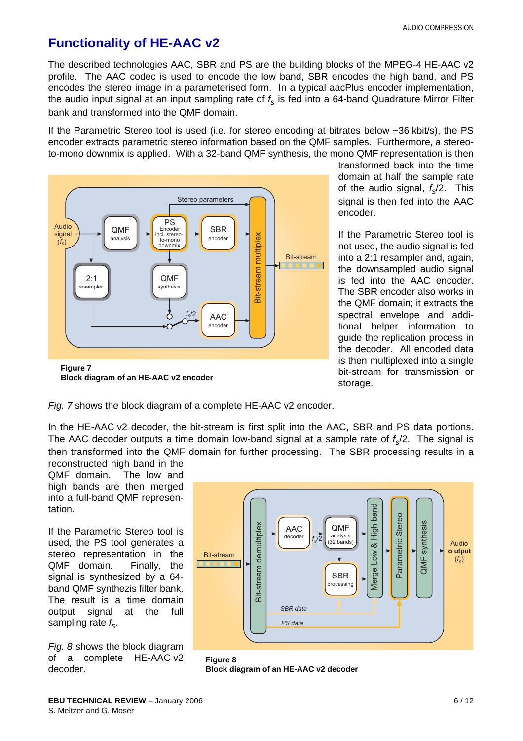# Functionality of HE-AAC v2

The described technologies AAC, SBR and PS are the building blocks of the MPEG-4 HE-AAC v2 profile. The AAC codec is used to encode the low band, SBR encodes the high band, and PS encodes the stereo image in a parameterised form. In a typical aacPlus encoder implementation, the audio input signal at an input sampling rate of $f_s$ is fed into a 64-band Quadrature Mirror Filter bank and transformed into the QMF domain.

If the Parametric Stereo tool is used (i.e. for stereo encoding at bitrates below ~36 kbit/s), the PS encoder extracts parametric stereo information based on the QMF samples. Furthermore, a stereo-to-mono downmix is applied. With a 32-band QMF synthesis, the mono QMF representation is then transformed back into the time domain at half the sample rate of the audio signal, $f_s/2$. This signal is then fed into the AAC encoder.

If the Parametric Stereo tool is not used, the audio signal is fed into a 2:1 resampler and, again, the downsampled audio signal is fed into the AAC encoder. The SBR encoder also works in the QMF domain; it extracts the spectral envelope and additional helper information to guide the replication process in the decoder. All encoded data is then multiplexed into a single bit-stream for transmission or storage.

**Figure 7**
**Block diagram of an HE-AAC v2 encoder**

*Fig. 7* shows the block diagram of a complete HE-AAC v2 encoder.

In the HE-AAC v2 decoder, the bit-stream is first split into the AAC, SBR and PS data portions. The AAC decoder outputs a time domain low-band signal at a sample rate of $f_s/2$. The signal is then transformed into the QMF domain for further processing. The SBR processing results in a reconstructed high band in the QMF domain. The low and high bands are then merged into a full-band QMF representation.

If the Parametric Stereo tool is used, the PS tool generates a stereo representation in the QMF domain. Finally, the signal is synthesized by a 64-band QMF synthezis filter bank. The result is a time domain output signal at the full sampling rate $f_s$.

*Fig. 8* shows the block diagram of a complete HE-AAC v2 decoder.

**Figure 8**
**Block diagram of an HE-AAC v2 decoder**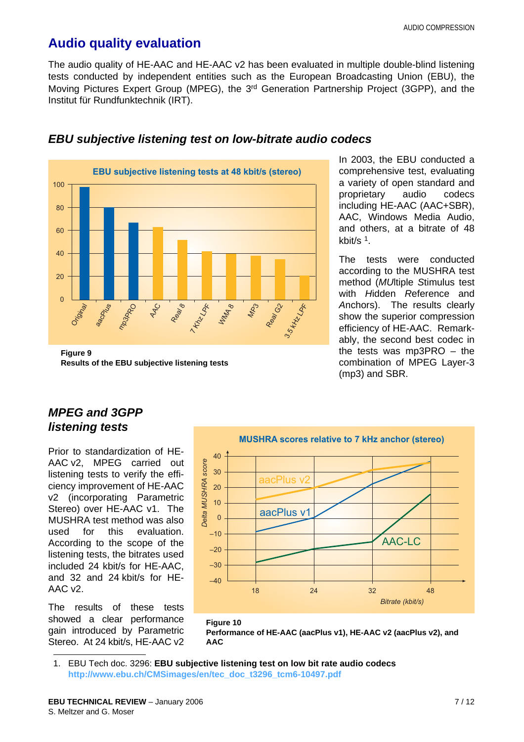# Audio quality evaluation

The audio quality of HE-AAC and HE-AAC v2 has been evaluated in multiple double-blind listening tests conducted by independent entities such as the European Broadcasting Union (EBU), the Moving Pictures Expert Group (MPEG), the 3rd Generation Partnership Project (3GPP), and the Institut für Rundfunktechnik (IRT).

## EBU subjective listening test on low-bitrate audio codecs

**Figure 9**
**Results of the EBU subjective listening tests**

In 2003, the EBU conducted a comprehensive test, evaluating a variety of open standard and proprietary audio codecs including HE-AAC (AAC+SBR), AAC, Windows Media Audio, and others, at a bitrate of 48 kbit/s [1].

The tests were conducted according to the MUSHRA test method (*MU*ltiple *S*timulus test with *H*idden *R*eference and *A*nchors). The results clearly show the superior compression efficiency of HE-AAC. Remarkably, the second best codec in the tests was mp3PRO – the combination of MPEG Layer-3 (mp3) and SBR.

## MPEG and 3GPP listening tests

Prior to standardization of HE-AAC v2, MPEG carried out listening tests to verify the efficiency improvement of HE-AAC v2 (incorporating Parametric Stereo) over HE-AAC v1. The MUSHRA test method was also used for this evaluation. According to the scope of the listening tests, the bitrates used included 24 kbit/s for HE-AAC, and 32 and 24 kbit/s for HE-AAC v2.

The results of these tests showed a clear performance gain introduced by Parametric Stereo. At 24 kbit/s, HE-AAC v2

**Figure 10**
**Performance of HE-AAC (aacPlus v1), HE-AAC v2 (aacPlus v2), and AAC**

1. EBU Tech doc. 3296: **EBU subjective listening test on low bit rate audio codecs**
**http://www.ebu.ch/CMSimages/en/tec_doc_t3296_tcm6-10497.pdf**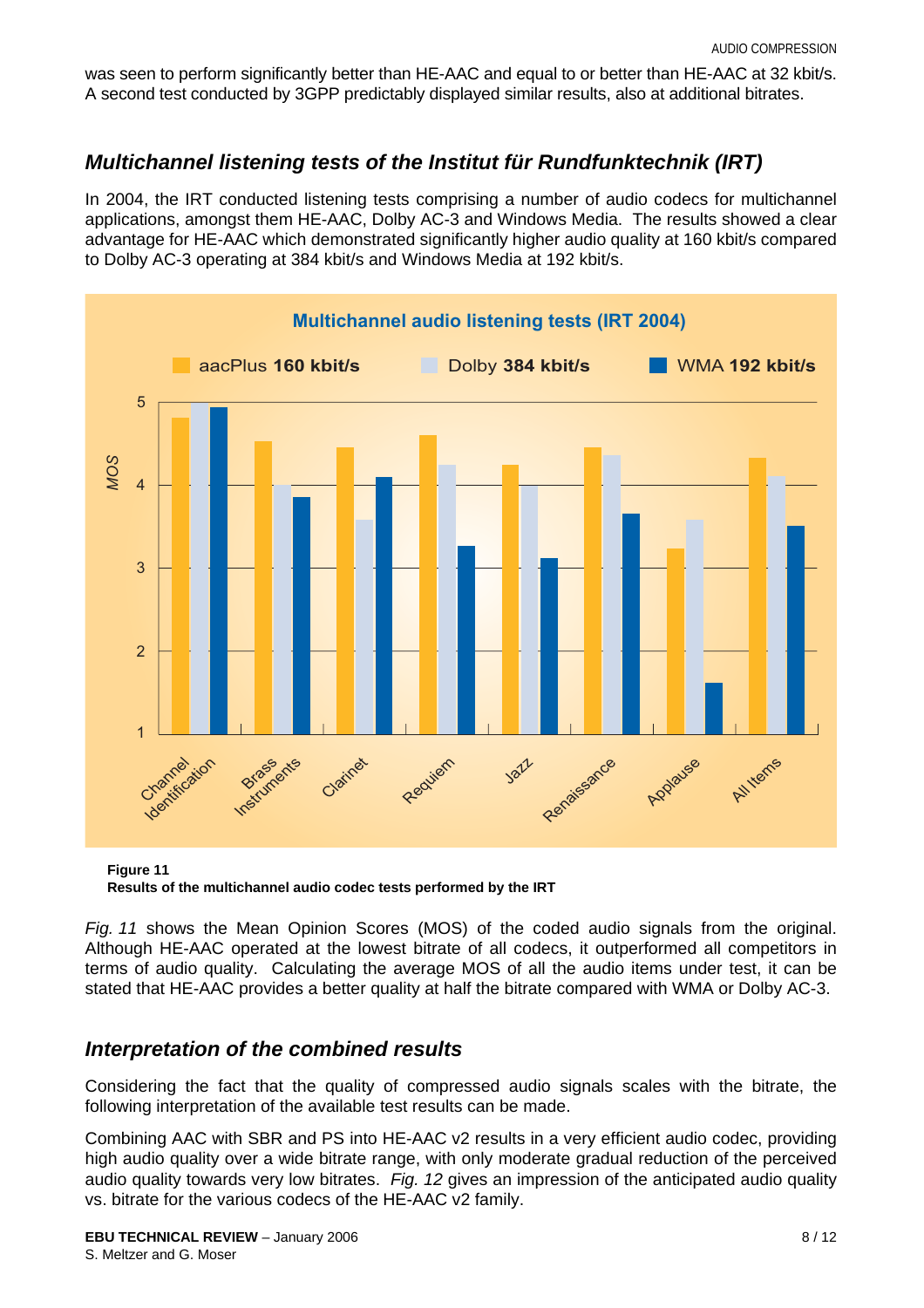was seen to perform significantly better than HE-AAC and equal to or better than HE-AAC at 32 kbit/s. A second test conducted by 3GPP predictably displayed similar results, also at additional bitrates.

## *Multichannel listening tests of the Institut für Rundfunktechnik (IRT)*

In 2004, the IRT conducted listening tests comprising a number of audio codecs for multichannel applications, amongst them HE-AAC, Dolby AC-3 and Windows Media. The results showed a clear advantage for HE-AAC which demonstrated significantly higher audio quality at 160 kbit/s compared to Dolby AC-3 operating at 384 kbit/s and Windows Media at 192 kbit/s.

**Figure 11**
**Results of the multichannel audio codec tests performed by the IRT**

*Fig. 11* shows the Mean Opinion Scores (MOS) of the coded audio signals from the original. Although HE-AAC operated at the lowest bitrate of all codecs, it outperformed all competitors in terms of audio quality. Calculating the average MOS of all the audio items under test, it can be stated that HE-AAC provides a better quality at half the bitrate compared with WMA or Dolby AC-3.

## *Interpretation of the combined results*

Considering the fact that the quality of compressed audio signals scales with the bitrate, the following interpretation of the available test results can be made.

Combining AAC with SBR and PS into HE-AAC v2 results in a very efficient audio codec, providing high audio quality over a wide bitrate range, with only moderate gradual reduction of the perceived audio quality towards very low bitrates. *Fig. 12* gives an impression of the anticipated audio quality vs. bitrate for the various codecs of the HE-AAC v2 family.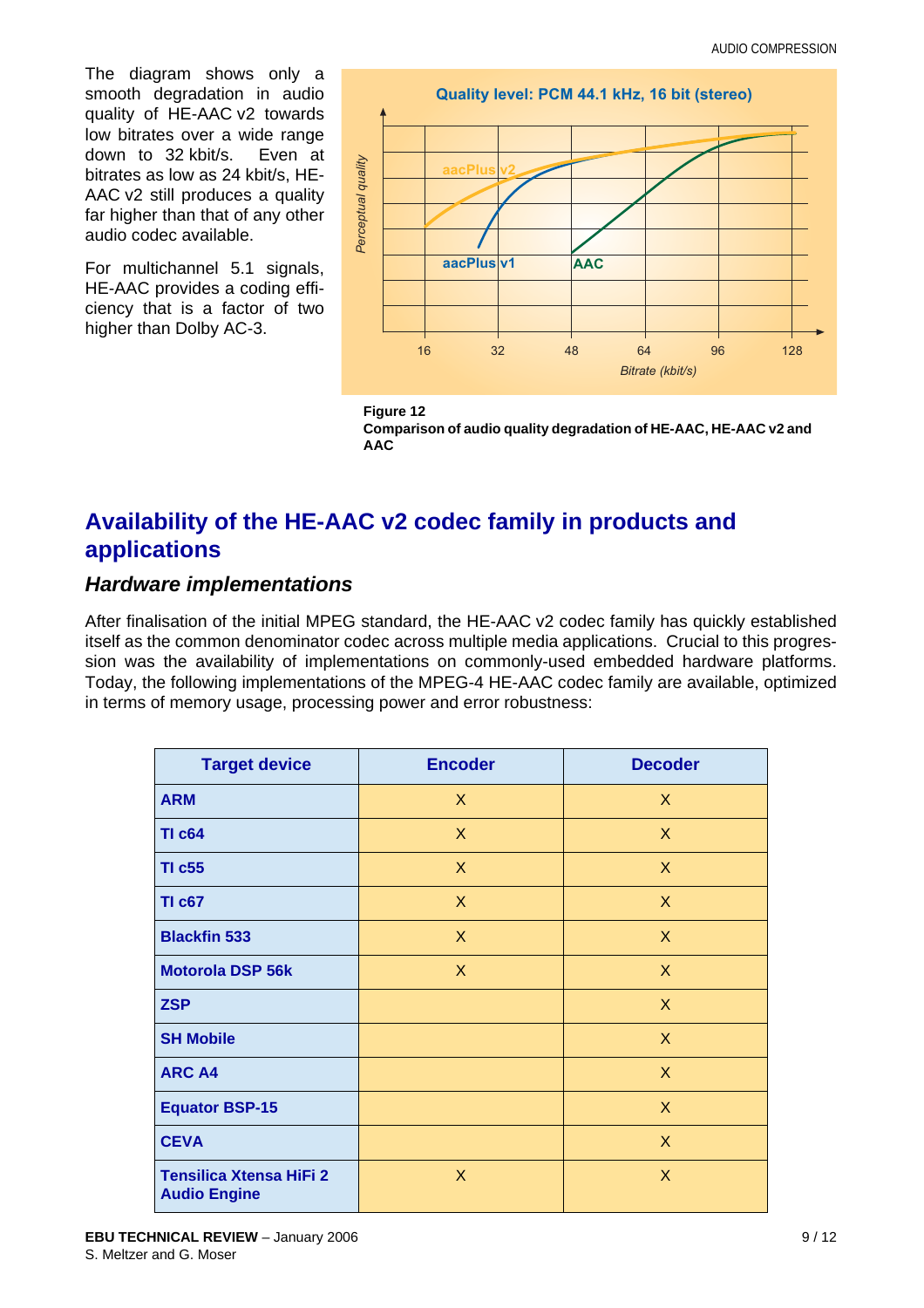The diagram shows only a smooth degradation in audio quality of HE-AAC v2 towards low bitrates over a wide range down to 32 kbit/s. Even at bitrates as low as 24 kbit/s, HE-AAC v2 still produces a quality far higher than that of any other audio codec available.

For multichannel 5.1 signals, HE-AAC provides a coding efficiency that is a factor of two higher than Dolby AC-3.

**Figure 12**
**Comparison of audio quality degradation of HE-AAC, HE-AAC v2 and AAC**

## Availability of the HE-AAC v2 codec family in products and applications

### *Hardware implementations*

After finalisation of the initial MPEG standard, the HE-AAC v2 codec family has quickly established itself as the common denominator codec across multiple media applications. Crucial to this progression was the availability of implementations on commonly-used embedded hardware platforms. Today, the following implementations of the MPEG-4 HE-AAC codec family are available, optimized in terms of memory usage, processing power and error robustness:

| Target device | Encoder | Decoder |
|---|---|---|
| **ARM** | X | X |
| **TI c64** | X | X |
| **TI c55** | X | X |
| **TI c67** | X | X |
| **Blackfin 533** | X | X |
| **Motorola DSP 56k** | X | X |
| **ZSP** | | X |
| **SH Mobile** | | X |
| **ARC A4** | | X |
| **Equator BSP-15** | | X |
| **CEVA** | | X |
| **Tensilica Xtensa HiFi 2 Audio Engine** | X | X |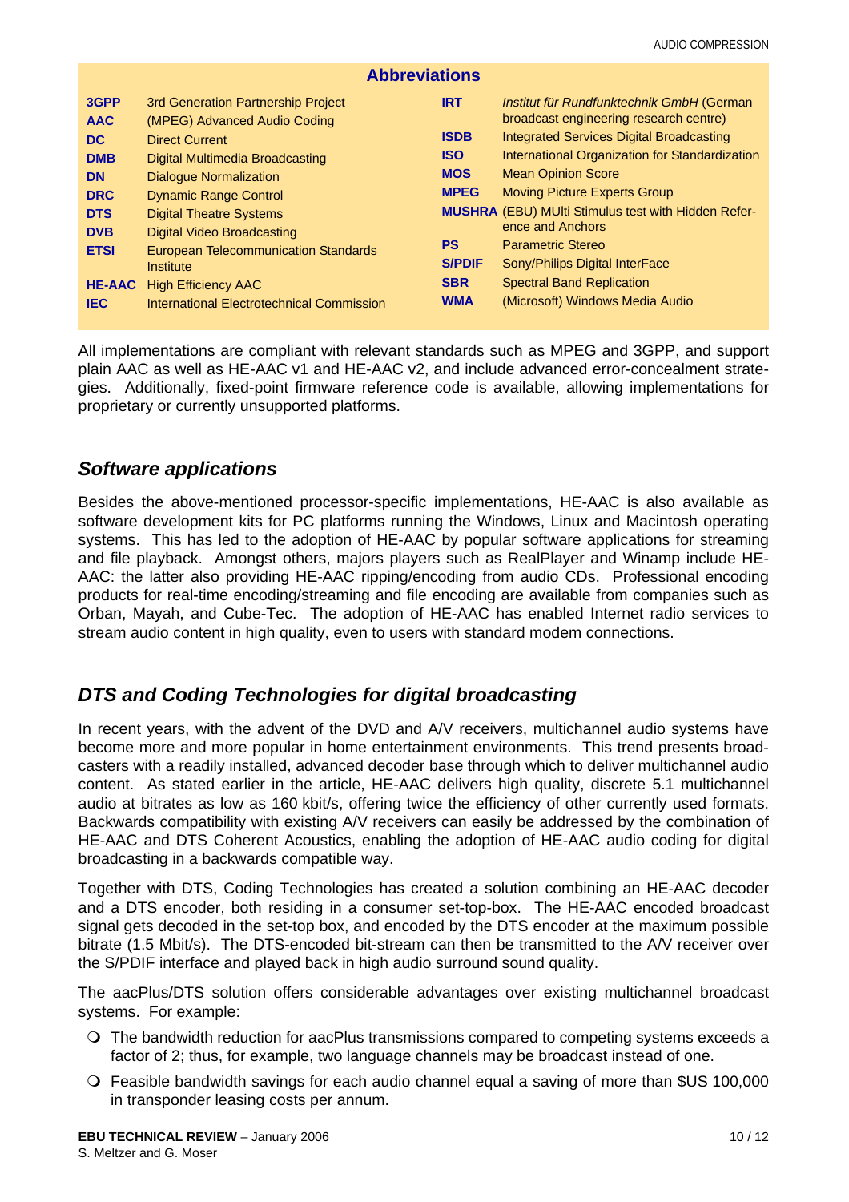## Abbreviations

| | | | |
|---|---|---|---|
| **3GPP** | 3rd Generation Partnership Project | **IRT** | *Institut für Rundfunktechnik GmbH* (German broadcast engineering research centre) |
| **AAC** | (MPEG) Advanced Audio Coding | **ISDB** | Integrated Services Digital Broadcasting |
| **DC** | Direct Current | **ISO** | International Organization for Standardization |
| **DMB** | Digital Multimedia Broadcasting | **MOS** | Mean Opinion Score |
| **DN** | Dialogue Normalization | **MPEG** | Moving Picture Experts Group |
| **DRC** | Dynamic Range Control | **MUSHRA** | (EBU) MUlti Stimulus test with Hidden Reference and Anchors |
| **DTS** | Digital Theatre Systems | **PS** | Parametric Stereo |
| **DVB** | Digital Video Broadcasting | **S/PDIF** | Sony/Philips Digital InterFace |
| **ETSI** | European Telecommunication Standards Institute | **SBR** | Spectral Band Replication |
| **HE-AAC** | High Efficiency AAC | **WMA** | (Microsoft) Windows Media Audio |
| **IEC** | International Electrotechnical Commission | | |

All implementations are compliant with relevant standards such as MPEG and 3GPP, and support plain AAC as well as HE-AAC v1 and HE-AAC v2, and include advanced error-concealment strategies. Additionally, fixed-point firmware reference code is available, allowing implementations for proprietary or currently unsupported platforms.

## *Software applications*

Besides the above-mentioned processor-specific implementations, HE-AAC is also available as software development kits for PC platforms running the Windows, Linux and Macintosh operating systems. This has led to the adoption of HE-AAC by popular software applications for streaming and file playback. Amongst others, majors players such as RealPlayer and Winamp include HE-AAC: the latter also providing HE-AAC ripping/encoding from audio CDs. Professional encoding products for real-time encoding/streaming and file encoding are available from companies such as Orban, Mayah, and Cube-Tec. The adoption of HE-AAC has enabled Internet radio services to stream audio content in high quality, even to users with standard modem connections.

## *DTS and Coding Technologies for digital broadcasting*

In recent years, with the advent of the DVD and A/V receivers, multichannel audio systems have become more and more popular in home entertainment environments. This trend presents broadcasters with a readily installed, advanced decoder base through which to deliver multichannel audio content. As stated earlier in the article, HE-AAC delivers high quality, discrete 5.1 multichannel audio at bitrates as low as 160 kbit/s, offering twice the efficiency of other currently used formats. Backwards compatibility with existing A/V receivers can easily be addressed by the combination of HE-AAC and DTS Coherent Acoustics, enabling the adoption of HE-AAC audio coding for digital broadcasting in a backwards compatible way.

Together with DTS, Coding Technologies has created a solution combining an HE-AAC decoder and a DTS encoder, both residing in a consumer set-top-box. The HE-AAC encoded broadcast signal gets decoded in the set-top box, and encoded by the DTS encoder at the maximum possible bitrate (1.5 Mbit/s). The DTS-encoded bit-stream can then be transmitted to the A/V receiver over the S/PDIF interface and played back in high audio surround sound quality.

The aacPlus/DTS solution offers considerable advantages over existing multichannel broadcast systems. For example:

- The bandwidth reduction for aacPlus transmissions compared to competing systems exceeds a factor of 2; thus, for example, two language channels may be broadcast instead of one.
- Feasible bandwidth savings for each audio channel equal a saving of more than $US 100,000 in transponder leasing costs per annum.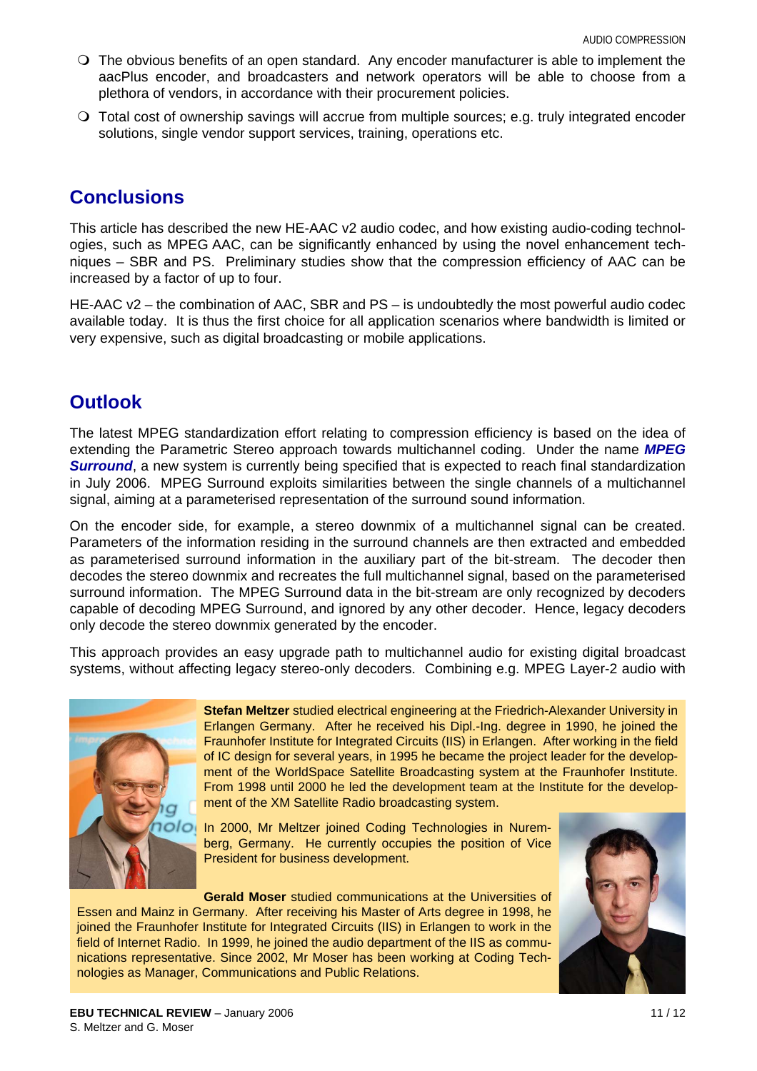- The obvious benefits of an open standard. Any encoder manufacturer is able to implement the aacPlus encoder, and broadcasters and network operators will be able to choose from a plethora of vendors, in accordance with their procurement policies.
- Total cost of ownership savings will accrue from multiple sources; e.g. truly integrated encoder solutions, single vendor support services, training, operations etc.

## Conclusions

This article has described the new HE-AAC v2 audio codec, and how existing audio-coding technologies, such as MPEG AAC, can be significantly enhanced by using the novel enhancement techniques – SBR and PS. Preliminary studies show that the compression efficiency of AAC can be increased by a factor of up to four.

HE-AAC v2 – the combination of AAC, SBR and PS – is undoubtedly the most powerful audio codec available today. It is thus the first choice for all application scenarios where bandwidth is limited or very expensive, such as digital broadcasting or mobile applications.

## Outlook

The latest MPEG standardization effort relating to compression efficiency is based on the idea of extending the Parametric Stereo approach towards multichannel coding. Under the name ***MPEG Surround***, a new system is currently being specified that is expected to reach final standardization in July 2006. MPEG Surround exploits similarities between the single channels of a multichannel signal, aiming at a parameterised representation of the surround sound information.

On the encoder side, for example, a stereo downmix of a multichannel signal can be created. Parameters of the information residing in the surround channels are then extracted and embedded as parameterised surround information in the auxiliary part of the bit-stream. The decoder then decodes the stereo downmix and recreates the full multichannel signal, based on the parameterised surround information. The MPEG Surround data in the bit-stream are only recognized by decoders capable of decoding MPEG Surround, and ignored by any other decoder. Hence, legacy decoders only decode the stereo downmix generated by the encoder.

This approach provides an easy upgrade path to multichannel audio for existing digital broadcast systems, without affecting legacy stereo-only decoders. Combining e.g. MPEG Layer-2 audio with

**Stefan Meltzer** studied electrical engineering at the Friedrich-Alexander University in Erlangen Germany. After he received his Dipl.-Ing. degree in 1990, he joined the Fraunhofer Institute for Integrated Circuits (IIS) in Erlangen. After working in the field of IC design for several years, in 1995 he became the project leader for the development of the WorldSpace Satellite Broadcasting system at the Fraunhofer Institute. From 1998 until 2000 he led the development team at the Institute for the development of the XM Satellite Radio broadcasting system.

In 2000, Mr Meltzer joined Coding Technologies in Nuremberg, Germany. He currently occupies the position of Vice President for business development.

**Gerald Moser** studied communications at the Universities of Essen and Mainz in Germany. After receiving his Master of Arts degree in 1998, he joined the Fraunhofer Institute for Integrated Circuits (IIS) in Erlangen to work in the field of Internet Radio. In 1999, he joined the audio department of the IIS as communications representative. Since 2002, Mr Moser has been working at Coding Technologies as Manager, Communications and Public Relations.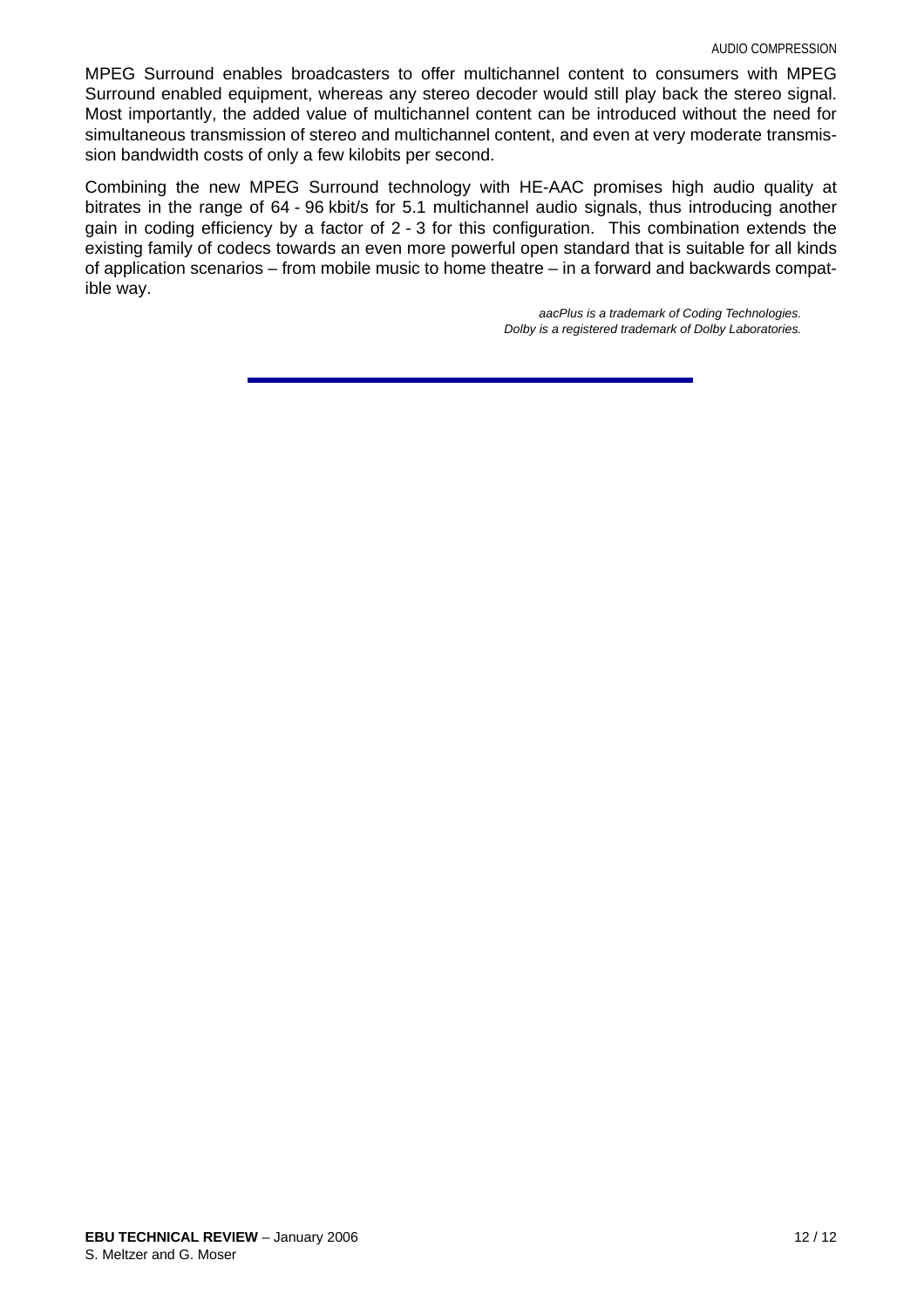MPEG Surround enables broadcasters to offer multichannel content to consumers with MPEG Surround enabled equipment, whereas any stereo decoder would still play back the stereo signal. Most importantly, the added value of multichannel content can be introduced without the need for simultaneous transmission of stereo and multichannel content, and even at very moderate transmission bandwidth costs of only a few kilobits per second.

Combining the new MPEG Surround technology with HE-AAC promises high audio quality at bitrates in the range of 64 - 96 kbit/s for 5.1 multichannel audio signals, thus introducing another gain in coding efficiency by a factor of 2 - 3 for this configuration. This combination extends the existing family of codecs towards an even more powerful open standard that is suitable for all kinds of application scenarios – from mobile music to home theatre – in a forward and backwards compatible way.

*aacPlus is a trademark of Coding Technologies.*
*Dolby is a registered trademark of Dolby Laboratories.*